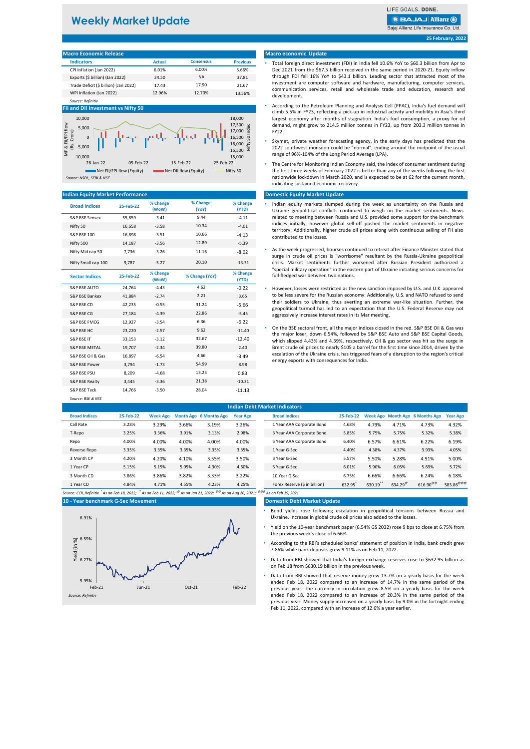# Weekly Market Update

LIFE GOALS. DONE.
BAJAJ Allianz
Bajaj Allianz Life Insurance Co. Ltd.

25 February, 2022

## Macro Economic Release

| Indicators | Actual | Consensus | Previous |
|---|---|---|---|
| CPI Inflation (Jan 2022) | 6.01% | 6.00% | 5.66% |
| Exports ($ billion) (Jan 2022) | 34.50 | NA | 37.81 |
| Trade Deficit ($ billion) (Jan 2022) | 17.43 | 17.90 | 21.67 |
| WPI Inflation (Jan 2022) | 12.96% | 12.70% | 13.56% |

*Source: Refinitiv*

## FII and DII Investment vs Nifty 50

Legend: Net FII/FPI flow (Equity); Net DII flow (Equity); Nifty 50

*Source: NSDL, SEBI & NSE*

## Macro economic Update

- Total foreign direct investment (FDI) in India fell 10.6% YoY to $60.3 billion from Apr to Dec 2021 from the $67.5 billion received in the same period in 2020-21. Equity inflow through FDI fell 16% YoY to $43.1 billion. Leading sector that attracted most of the investment are computer software and hardware, manufacturing, computer services, communication services, retail and wholesale trade and education, research and development.
- According to the Petroleum Planning and Analysis Cell (PPAC), India's fuel demand will climb 5.5% in FY23, reflecting a pick-up in industrial activity and mobility in Asia's third largest economy after months of stagnation. India's fuel consumption, a proxy for oil demand, might grow to 214.5 million tonnes in FY23, up from 203.3 million tonnes in FY22.
- Skymet, private weather forecasting agency, in the early days has predicted that the 2022 southwest monsoon could be "normal", ending around the midpoint of the usual range of 96%-104% of the Long Period Average (LPA).
- The Centre for Monitoring Indian Economy said, the index of consumer sentiment during the first three weeks of February 2022 is better than any of the weeks following the first nationwide lockdown in March 2020, and is expected to be at 62 for the current month, indicating sustained economic recovery.

## Indian Equity Market Performance

| Broad Indices | 25-Feb-22 | % Change (WoW) | % Change (YoY) | % Change (YTD) |
|---|---|---|---|---|
| S&P BSE Sensex | 55,859 | -3.41 | 9.44 | -4.11 |
| Nifty 50 | 16,658 | -3.58 | 10.34 | -4.01 |
| S&P BSE 100 | 16,898 | -3.51 | 10.66 | -4.13 |
| Nifty 500 | 14,187 | -3.56 | 12.89 | -5.39 |
| Nifty Mid cap 50 | 7,736 | -3.26 | 11.16 | -8.02 |
| Nifty Small cap 100 | 9,787 | -5.27 | 20.10 | -13.31 |

| Sector Indices | 25-Feb-22 | % Change (WoW) | % Change (YoY) | % Change (YTD) |
|---|---|---|---|---|
| S&P BSE AUTO | 24,764 | -4.43 | 4.62 | -0.22 |
| S&P BSE Bankex | 41,884 | -2.74 | 2.21 | 3.65 |
| S&P BSE CD | 42,235 | -0.55 | 31.24 | -5.66 |
| S&P BSE CG | 27,184 | -4.39 | 22.86 | -5.45 |
| S&P BSE FMCG | 12,927 | -3.54 | 6.36 | -6.22 |
| S&P BSE HC | 23,220 | -2.57 | 9.62 | -11.40 |
| S&P BSE IT | 33,153 | -3.12 | 32.67 | -12.40 |
| S&P BSE METAL | 19,707 | -2.34 | 39.80 | 2.40 |
| S&P BSE Oil & Gas | 16,897 | -6.54 | 4.66 | -3.49 |
| S&P BSE Power | 3,794 | -1.73 | 54.99 | 8.98 |
| S&P BSE PSU | 8,209 | -4.68 | 13.23 | 0.83 |
| S&P BSE Realty | 3,445 | -3.36 | 21.38 | -10.31 |
| S&P BSE Teck | 14,766 | -3.50 | 28.04 | -11.13 |

*Source: BSE & NSE*

## Domestic Equity Market Update

- Indian equity markets slumped during the week as uncertainty on the Russia and Ukraine geopolitical conflicts continued to weigh on the market sentiments. News related to meeting between Russia and U.S. provided some support for the benchmark indices initially, however global sell-off pushed the market sentiments in negative territory. Additionally, higher crude oil prices along with continuous selling of FII also contributed to the losses.
- As the week progressed, bourses continued to retreat after Finance Minister stated that surge in crude oil prices is "worrisome" resultant by the Russia-Ukraine geopolitical crisis. Market sentiments further worsened after Russian President authorized a "special military operation" in the eastern part of Ukraine initiating serious concerns for full-fledged war between two nations.
- However, losses were restricted as the new sanction imposed by U.S. and U.K. appeared to be less severe for the Russian economy. Additionally, U.S. and NATO refused to send their soldiers to Ukraine, thus averting an extreme war-like situation. Further, the geopolitical turmoil has led to an expectation that the U.S. Federal Reserve may not aggressively increase interest rates in its Mar meeting.
- On the BSE sectoral front, all the major indices closed in the red. S&P BSE Oil & Gas was the major loser, down 6.54%, followed by S&P BSE Auto and S&P BSE Capital Goods, which slipped 4.43% and 4.39%, respectively. Oil & gas sector was hit as the surge in Brent crude oil prices to nearly $105 a barrel for the first time since 2014, driven by the escalation of the Ukraine crisis, has triggered fears of a disruption to the region's critical energy exports with consequences for India.

## Indian Debt Market Indicators

| Broad Indices | 25-Feb-22 | Week Ago | Month Ago | 6 Months Ago | Year Ago |
|---|---|---|---|---|---|
| Call Rate | 3.28% | 3.29% | 3.66% | 3.19% | 3.26% |
| T-Repo | 3.25% | 3.36% | 3.91% | 3.13% | 2.98% |
| Repo | 4.00% | 4.00% | 4.00% | 4.00% | 4.00% |
| Reverse Repo | 3.35% | 3.35% | 3.35% | 3.35% | 3.35% |
| 3 Month CP | 4.20% | 4.20% | 4.10% | 3.55% | 3.50% |
| 1 Year CP | 5.15% | 5.15% | 5.05% | 4.30% | 4.60% |
| 3 Month CD | 3.86% | 3.86% | 3.82% | 3.33% | 3.22% |
| 1 Year CD | 4.84% | 4.71% | 4.55% | 4.23% | 4.25% |

| Broad Indices | 25-Feb-22 | Week Ago | Month Ago | 6 Months Ago | Year Ago |
|---|---|---|---|---|---|
| 1 Year AAA Corporate Bond | 4.68% | 4.79% | 4.71% | 4.73% | 4.32% |
| 3 Year AAA Corporate Bond | 5.85% | 5.75% | 5.75% | 5.32% | 5.38% |
| 5 Year AAA Corporate Bond | 6.40% | 6.57% | 6.61% | 6.22% | 6.19% |
| 1 Year G-Sec | 4.40% | 4.38% | 4.37% | 3.93% | 4.05% |
| 3 Year G-Sec | 5.57% | 5.50% | 5.28% | 4.91% | 5.00% |
| 5 Year G-Sec | 6.01% | 5.90% | 6.05% | 5.69% | 5.72% |
| 10 Year G-Sec | 6.75% | 6.66% | 6.66% | 6.24% | 6.18% |
| Forex Reserve ($ in billion) | 632.95* | 630.19** | 634.29@ | 616.90@@ | 583.86@@@ |

*Source: CCIL,Refinitiv \* As on Feb 18, 2022; \*\* As on Feb 11, 2022; @ As on Jan 21, 2022; @@ As on Aug 20, 2021; @@@ As on Feb 19, 2021*

## 10 - Year benchmark G-Sec Movement

*Source: Refinitiv*

## Domestic Debt Market Update

- Bond yields rose following escalation in geopolitical tensions between Russia and Ukraine. Increase in global crude oil prices also added to the losses.
- Yield on the 10-year benchmark paper (6.54% GS 2032) rose 9 bps to close at 6.75% from the previous week's close of 6.66%.
- According to the RBI's scheduled banks' statement of position in India, bank credit grew 7.86% while bank deposits grew 9.11% as on Feb 11, 2022.
- Data from RBI showed that India's foreign exchange reserves rose to $632.95 billion as on Feb 18 from $630.19 billion in the previous week.
- Data from RBI showed that reserve money grew 13.7% on a yearly basis for the week ended Feb 18, 2022 compared to an increase of 14.7% in the same period of the previous year. The currency in circulation grew 8.5% on a yearly basis for the week ended Feb 18, 2022 compared to an increase of 20.3% in the same period of the previous year. Money supply increased on a yearly basis by 9.0% in the fortnight ending Feb 11, 2022, compared with an increase of 12.6% a year earlier.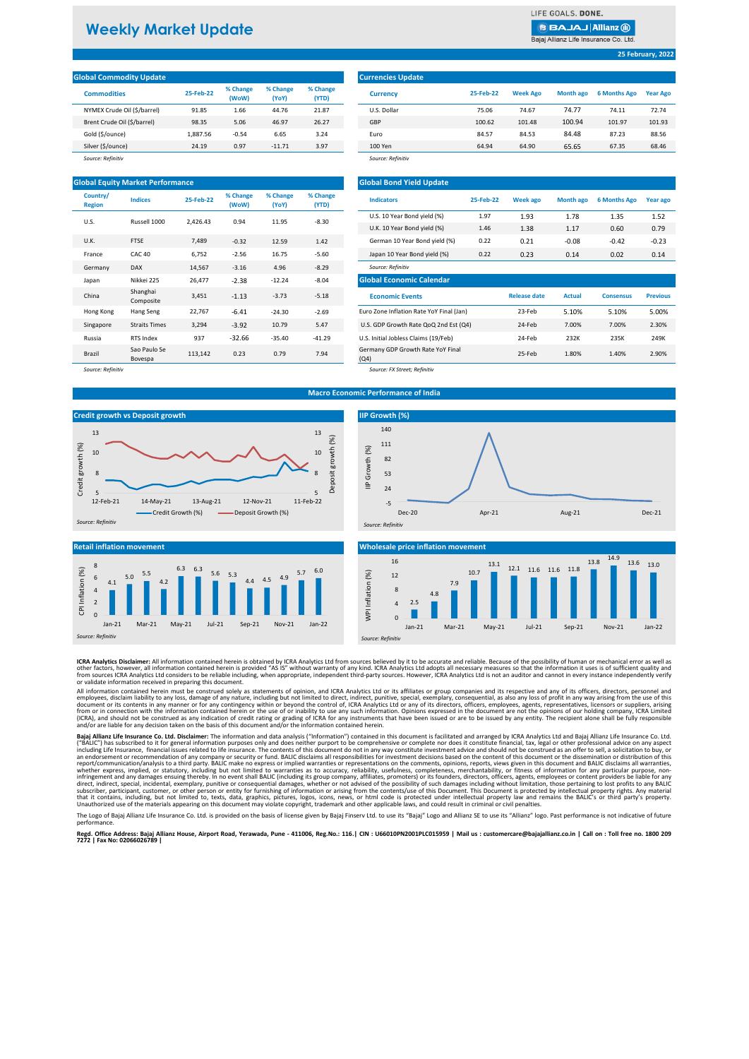# Weekly Market Update

LIFE GOALS. DONE.

Bajaj Allianz Life Insurance Co. Ltd.

**25 February, 2022**

## Global Commodity Update

| Commodities | 25-Feb-22 | % Change (WoW) | % Change (YoY) | % Change (YTD) |
|---|---|---|---|---|
| NYMEX Crude Oil ($/barrel) | 91.85 | 1.66 | 44.76 | 21.87 |
| Brent Crude Oil ($/barrel) | 98.35 | 5.06 | 46.97 | 26.27 |
| Gold ($/ounce) | 1,887.56 | -0.54 | 6.65 | 3.24 |
| Silver ($/ounce) | 24.19 | 0.97 | -11.71 | 3.97 |

*Source: Refinitiv*

## Currencies Update

| Currency | 25-Feb-22 | Week Ago | Month ago | 6 Months Ago | Year Ago |
|---|---|---|---|---|---|
| U.S. Dollar | 75.06 | 74.67 | 74.77 | 74.11 | 72.74 |
| GBP | 100.62 | 101.48 | 100.94 | 101.97 | 101.93 |
| Euro | 84.57 | 84.53 | 84.48 | 87.23 | 88.56 |
| 100 Yen | 64.94 | 64.90 | 65.65 | 67.35 | 68.46 |

*Source: Refinitiv*

## Global Equity Market Performance

| Country/ Region | Indices | 25-Feb-22 | % Change (WoW) | % Change (YoY) | % Change (YTD) |
|---|---|---|---|---|---|
| U.S. | Russell 1000 | 2,426.43 | 0.94 | 11.95 | -8.30 |
| U.K. | FTSE | 7,489 | -0.32 | 12.59 | 1.42 |
| France | CAC 40 | 6,752 | -2.56 | 16.75 | -5.60 |
| Germany | DAX | 14,567 | -3.16 | 4.96 | -8.29 |
| Japan | Nikkei 225 | 26,477 | -2.38 | -12.24 | -8.04 |
| China | Shanghai Composite | 3,451 | -1.13 | -3.73 | -5.18 |
| Hong Kong | Hang Seng | 22,767 | -6.41 | -24.30 | -2.69 |
| Singapore | Straits Times | 3,294 | -3.92 | 10.79 | 5.47 |
| Russia | RTS Index | 937 | -32.66 | -35.40 | -41.29 |
| Brazil | Sao Paulo Se Bovespa | 113,142 | 0.23 | 0.79 | 7.94 |

*Source: Refinitiv*

## Global Bond Yield Update

| Indicators | 25-Feb-22 | Week ago | Month ago | 6 Months Ago | Year ago |
|---|---|---|---|---|---|
| U.S. 10 Year Bond yield (%) | 1.97 | 1.93 | 1.78 | 1.35 | 1.52 |
| U.K. 10 Year Bond yield (%) | 1.46 | 1.38 | 1.17 | 0.60 | 0.79 |
| German 10 Year Bond yield (%) | 0.22 | 0.21 | -0.08 | -0.42 | -0.23 |
| Japan 10 Year Bond yield (%) | 0.22 | 0.23 | 0.14 | 0.02 | 0.14 |

*Source: Refinitiv*

## Global Economic Calendar

| Economic Events | Release date | Actual | Consensus | Previous |
|---|---|---|---|---|
| Euro Zone Inflation Rate YoY Final (Jan) | 23-Feb | 5.10% | 5.10% | 5.00% |
| U.S. GDP Growth Rate QoQ 2nd Est (Q4) | 24-Feb | 7.00% | 7.00% | 2.30% |
| U.S. Initial Jobless Claims (19/Feb) | 24-Feb | 232K | 235K | 249K |
| Germany GDP Growth Rate YoY Final (Q4) | 25-Feb | 1.80% | 1.40% | 2.90% |

*Source: FX Street; Refinitiv*

## Macro Economic Performance of India

### Credit growth vs Deposit growth

Credit growth (%) 13 10 8 5
Deposit growth (%) 13 10 8 5
12-Feb-21 14-May-21 13-Aug-21 12-Nov-21 11-Feb-22
Credit Growth (%) Deposit Growth (%)

*Source: Refinitiv*

### IIP Growth (%)

IIP Growth (%) 140 111 82 53 24 -5
Dec-20 Apr-21 Aug-21 Dec-21

*Source: Refinitiv*

### Retail inflation movement

CPI Inflation (%) 8 6 4 2 0
4.1 5.0 5.5 4.2 6.3 6.3 5.6 5.3 4.4 4.5 4.9 5.7 6.0
Jan-21 Mar-21 May-21 Jul-21 Sep-21 Nov-21 Jan-22

*Source: Refinitiv*

### Wholesale price inflation movement

WPI Inflation (%) 16 12 8 4 0
2.5 4.8 7.9 10.7 13.1 12.1 11.6 11.6 11.8 13.8 14.9 13.6 13.0
Jan-21 Mar-21 May-21 Jul-21 Sep-21 Nov-21 Jan-22

*Source: Refinitiv*

**ICRA Analytics Disclaimer:** All information contained herein is obtained by ICRA Analytics Ltd from sources believed by it to be accurate and reliable. Because of the possibility of human or mechanical error as well as other factors, however, all information contained herein is provided "AS IS" without warranty of any kind. ICRA Analytics Ltd adopts all necessary measures so that the information it uses is of sufficient quality and from sources ICRA Analytics Ltd considers to be reliable including, when appropriate, independent third-party sources. However, ICRA Analytics Ltd is not an auditor and cannot in every instance independently verify or validate information received in preparing this document.

All information contained herein must be construed solely as statements of opinion, and ICRA Analytics Ltd or its affiliates or group companies and its respective and any of its officers, directors, personnel and employees, disclaim liability to any loss, damage of any nature, including but not limited to direct, indirect, punitive, special, exemplary, consequential, as also any loss of profit in any way arising from the use of this document or its contents in any manner or for any contingency within or beyond the control of, ICRA Analytics Ltd or any of its directors, officers, employees, agents, representatives, licensors or suppliers, arising from or in connection with the information contained herein or the use of or inability to use any such information. Opinions expressed in the document are not the opinions of our holding company, ICRA Limited (ICRA), and should not be construed as any indication of credit rating or grading of ICRA for any instruments that have been issued or are to be issued by any entity. The recipient alone shall be fully responsible and/or are liable for any decision taken on the basis of this document and/or the information contained herein.

**Bajaj Allianz Life Insurance Co. Ltd. Disclaimer:** The information and data analysis ("Information") contained in this document is facilitated and arranged by ICRA Analytics Ltd and Bajaj Allianz Life Insurance Co. Ltd. ("BALIC") has subscribed to it for general information purposes only and does neither purport to be comprehensive or complete nor does it constitute financial, tax, legal or other professional advice on any aspect including Life Insurance, financial issues related to life insurance. The contents of this document do not in any way constitute investment advice and should not be construed as an offer to sell, a solicitation to buy, or an endorsement or recommendation of any company or security or fund. BALIC disclaims all responsibilities for investment decisions based on the content of this document or the dissemination or distribution of this report/communication/analysis to a third party. BALIC make no express or implied warranties or representations on the comments, opinions, reports, views given in this document and BALIC disclaims all warranties, whether express, implied, or statutory, including but not limited to warranties as to accuracy, reliability, usefulness, completeness, merchantability, or fitness of information for any particular purpose, non-infringement and any damages ensuing thereby. In no event shall BALIC (including its group company, affiliates, promoters) or its founders, directors, officers, agents, employees or content providers be liable for any direct, indirect, special, incidental, exemplary, punitive or consequential damages, whether or not advised of the possibility of such damages including without limitation, those pertaining to lost profits to any BALIC subscriber, participant, customer, or other person or entity for furnishing of information or arising from the contents/use of this Document. This Document is protected by intellectual property rights. Any material that it contains, including, but not limited to, texts, data, graphics, pictures, logos, icons, news, or html code is protected under intellectual property law and remains the BALIC's or third party's property. Unauthorized use of the materials appearing on this document may violate copyright, trademark and other applicable laws, and could result in criminal or civil penalties.

The Logo of Bajaj Allianz Life Insurance Co. Ltd. is provided on the basis of license given by Bajaj Finserv Ltd. to use its "Bajaj" Logo and Allianz SE to use its "Allianz" logo. Past performance is not indicative of future performance.

**Regd. Office Address: Bajaj Allianz House, Airport Road, Yerawada, Pune - 411006, Reg.No.: 116.| CIN : U66010PN2001PLC015959 | Mail us : customercare@bajajallianz.co.in | Call on : Toll free no. 1800 209 7272 | Fax No: 02066026789 |**